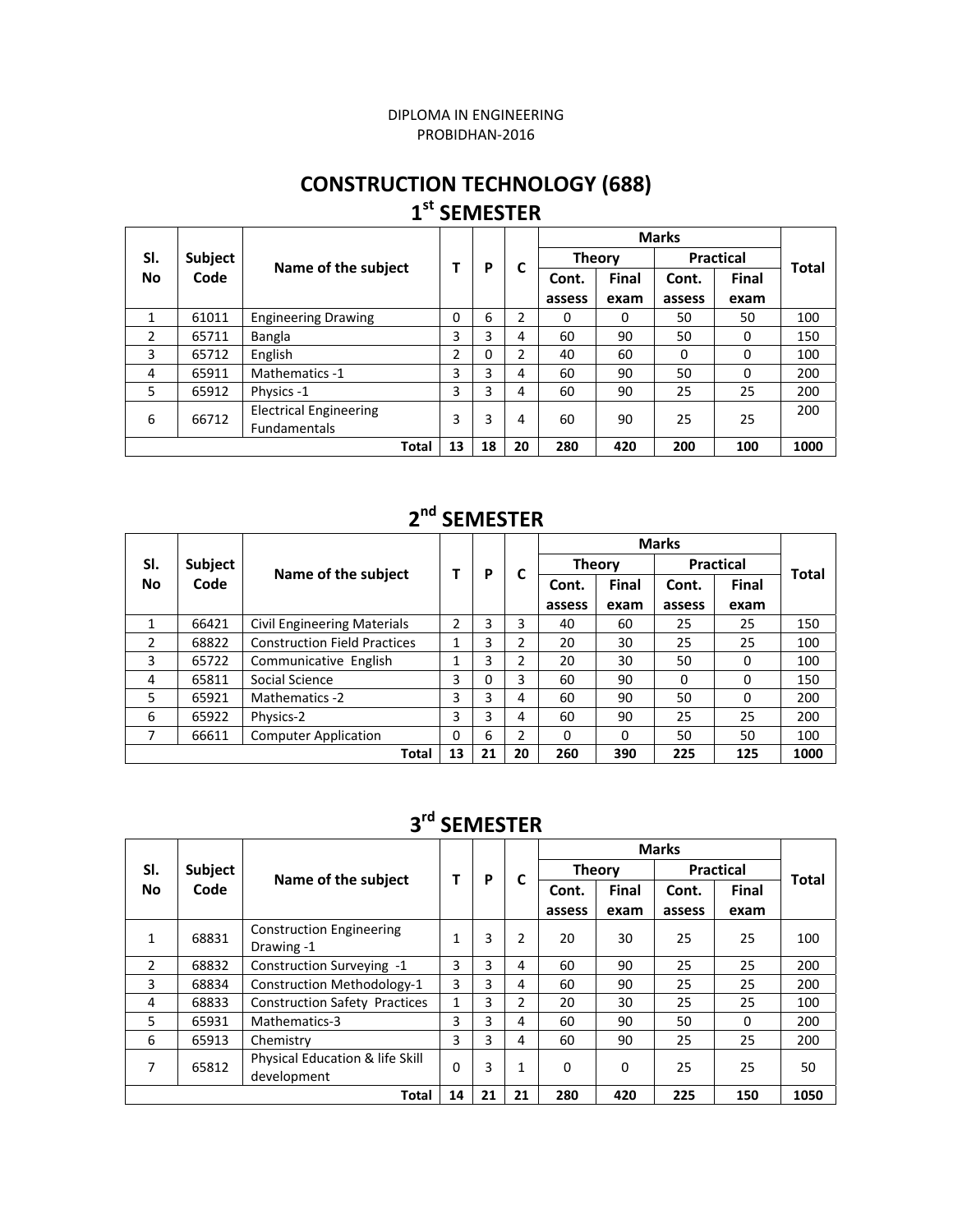DIPLOMA IN ENGINEERING
PROBIDHAN-2016

# CONSTRUCTION TECHNOLOGY (688)

## 1st SEMESTER

| Sl. No | Subject Code | Name of the subject | T | P | C | Marks | | | | Total |
|---|---|---|---|---|---|---|---|---|---|---|
| | | | | | | Theory | | Practical | | |
| | | | | | | Cont. assess | Final exam | Cont. assess | Final exam | |
| 1 | 61011 | Engineering Drawing | 0 | 6 | 2 | 0 | 0 | 50 | 50 | 100 |
| 2 | 65711 | Bangla | 3 | 3 | 4 | 60 | 90 | 50 | 0 | 150 |
| 3 | 65712 | English | 2 | 0 | 2 | 40 | 60 | 0 | 0 | 100 |
| 4 | 65911 | Mathematics -1 | 3 | 3 | 4 | 60 | 90 | 50 | 0 | 200 |
| 5 | 65912 | Physics -1 | 3 | 3 | 4 | 60 | 90 | 25 | 25 | 200 |
| 6 | 66712 | Electrical Engineering Fundamentals | 3 | 3 | 4 | 60 | 90 | 25 | 25 | 200 |
| | | **Total** | **13** | **18** | **20** | **280** | **420** | **200** | **100** | **1000** |

## 2nd SEMESTER

| Sl. No | Subject Code | Name of the subject | T | P | C | Marks | | | | Total |
|---|---|---|---|---|---|---|---|---|---|---|
| | | | | | | Theory | | Practical | | |
| | | | | | | Cont. assess | Final exam | Cont. assess | Final exam | |
| 1 | 66421 | Civil Engineering Materials | 2 | 3 | 3 | 40 | 60 | 25 | 25 | 150 |
| 2 | 68822 | Construction Field Practices | 1 | 3 | 2 | 20 | 30 | 25 | 25 | 100 |
| 3 | 65722 | Communicative English | 1 | 3 | 2 | 20 | 30 | 50 | 0 | 100 |
| 4 | 65811 | Social Science | 3 | 0 | 3 | 60 | 90 | 0 | 0 | 150 |
| 5 | 65921 | Mathematics -2 | 3 | 3 | 4 | 60 | 90 | 50 | 0 | 200 |
| 6 | 65922 | Physics-2 | 3 | 3 | 4 | 60 | 90 | 25 | 25 | 200 |
| 7 | 66611 | Computer Application | 0 | 6 | 2 | 0 | 0 | 50 | 50 | 100 |
| | | **Total** | **13** | **21** | **20** | **260** | **390** | **225** | **125** | **1000** |

## 3rd SEMESTER

| Sl. No | Subject Code | Name of the subject | T | P | C | Marks | | | | Total |
|---|---|---|---|---|---|---|---|---|---|---|
| | | | | | | Theory | | Practical | | |
| | | | | | | Cont. assess | Final exam | Cont. assess | Final exam | |
| 1 | 68831 | Construction Engineering Drawing -1 | 1 | 3 | 2 | 20 | 30 | 25 | 25 | 100 |
| 2 | 68832 | Construction Surveying -1 | 3 | 3 | 4 | 60 | 90 | 25 | 25 | 200 |
| 3 | 68834 | Construction Methodology-1 | 3 | 3 | 4 | 60 | 90 | 25 | 25 | 200 |
| 4 | 68833 | Construction Safety Practices | 1 | 3 | 2 | 20 | 30 | 25 | 25 | 100 |
| 5 | 65931 | Mathematics-3 | 3 | 3 | 4 | 60 | 90 | 50 | 0 | 200 |
| 6 | 65913 | Chemistry | 3 | 3 | 4 | 60 | 90 | 25 | 25 | 200 |
| 7 | 65812 | Physical Education & life Skill development | 0 | 3 | 1 | 0 | 0 | 25 | 25 | 50 |
| | | **Total** | **14** | **21** | **21** | **280** | **420** | **225** | **150** | **1050** |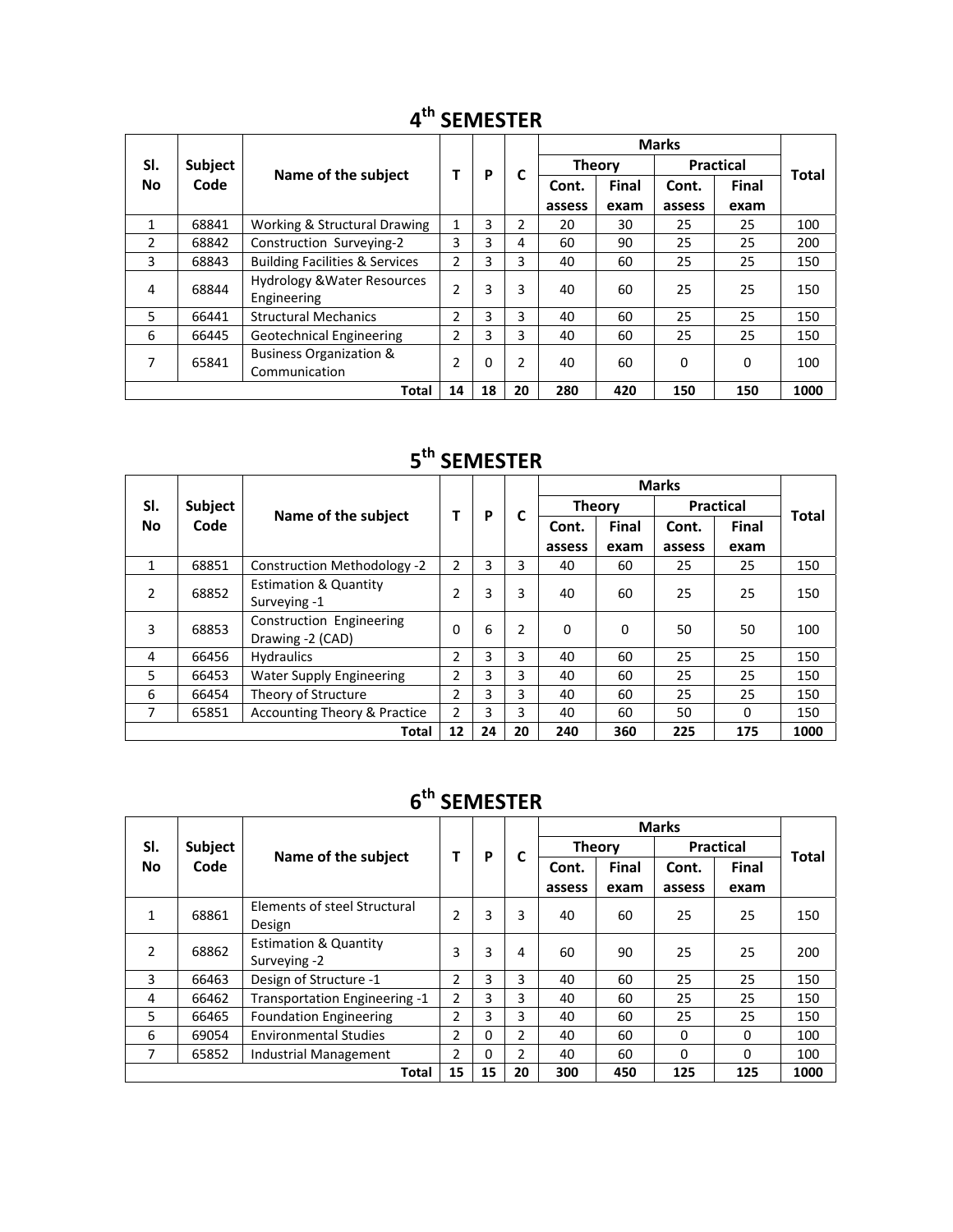# $4^{th}$ SEMESTER

| Sl. No | Subject Code | Name of the subject | T | P | C | Marks | | | | Total |
|---|---|---|---|---|---|---|---|---|---|---|
| | | | | | | Theory | | Practical | | |
| | | | | | | Cont. assess | Final exam | Cont. assess | Final exam | |
| 1 | 68841 | Working & Structural Drawing | 1 | 3 | 2 | 20 | 30 | 25 | 25 | 100 |
| 2 | 68842 | Construction Surveying-2 | 3 | 3 | 4 | 60 | 90 | 25 | 25 | 200 |
| 3 | 68843 | Building Facilities & Services | 2 | 3 | 3 | 40 | 60 | 25 | 25 | 150 |
| 4 | 68844 | Hydrology &Water Resources Engineering | 2 | 3 | 3 | 40 | 60 | 25 | 25 | 150 |
| 5 | 66441 | Structural Mechanics | 2 | 3 | 3 | 40 | 60 | 25 | 25 | 150 |
| 6 | 66445 | Geotechnical Engineering | 2 | 3 | 3 | 40 | 60 | 25 | 25 | 150 |
| 7 | 65841 | Business Organization & Communication | 2 | 0 | 2 | 40 | 60 | 0 | 0 | 100 |
| | | **Total** | **14** | **18** | **20** | **280** | **420** | **150** | **150** | **1000** |

# $5^{th}$ SEMESTER

| Sl. No | Subject Code | Name of the subject | T | P | C | Marks | | | | Total |
|---|---|---|---|---|---|---|---|---|---|---|
| | | | | | | Theory | | Practical | | |
| | | | | | | Cont. assess | Final exam | Cont. assess | Final exam | |
| 1 | 68851 | Construction Methodology -2 | 2 | 3 | 3 | 40 | 60 | 25 | 25 | 150 |
| 2 | 68852 | Estimation & Quantity Surveying -1 | 2 | 3 | 3 | 40 | 60 | 25 | 25 | 150 |
| 3 | 68853 | Construction Engineering Drawing -2 (CAD) | 0 | 6 | 2 | 0 | 0 | 50 | 50 | 100 |
| 4 | 66456 | Hydraulics | 2 | 3 | 3 | 40 | 60 | 25 | 25 | 150 |
| 5 | 66453 | Water Supply Engineering | 2 | 3 | 3 | 40 | 60 | 25 | 25 | 150 |
| 6 | 66454 | Theory of Structure | 2 | 3 | 3 | 40 | 60 | 25 | 25 | 150 |
| 7 | 65851 | Accounting Theory & Practice | 2 | 3 | 3 | 40 | 60 | 50 | 0 | 150 |
| | | **Total** | **12** | **24** | **20** | **240** | **360** | **225** | **175** | **1000** |

# $6^{th}$ SEMESTER

| Sl. No | Subject Code | Name of the subject | T | P | C | Marks | | | | Total |
|---|---|---|---|---|---|---|---|---|---|---|
| | | | | | | Theory | | Practical | | |
| | | | | | | Cont. assess | Final exam | Cont. assess | Final exam | |
| 1 | 68861 | Elements of steel Structural Design | 2 | 3 | 3 | 40 | 60 | 25 | 25 | 150 |
| 2 | 68862 | Estimation & Quantity Surveying -2 | 3 | 3 | 4 | 60 | 90 | 25 | 25 | 200 |
| 3 | 66463 | Design of Structure -1 | 2 | 3 | 3 | 40 | 60 | 25 | 25 | 150 |
| 4 | 66462 | Transportation Engineering -1 | 2 | 3 | 3 | 40 | 60 | 25 | 25 | 150 |
| 5 | 66465 | Foundation Engineering | 2 | 3 | 3 | 40 | 60 | 25 | 25 | 150 |
| 6 | 69054 | Environmental Studies | 2 | 0 | 2 | 40 | 60 | 0 | 0 | 100 |
| 7 | 65852 | Industrial Management | 2 | 0 | 2 | 40 | 60 | 0 | 0 | 100 |
| | | **Total** | **15** | **15** | **20** | **300** | **450** | **125** | **125** | **1000** |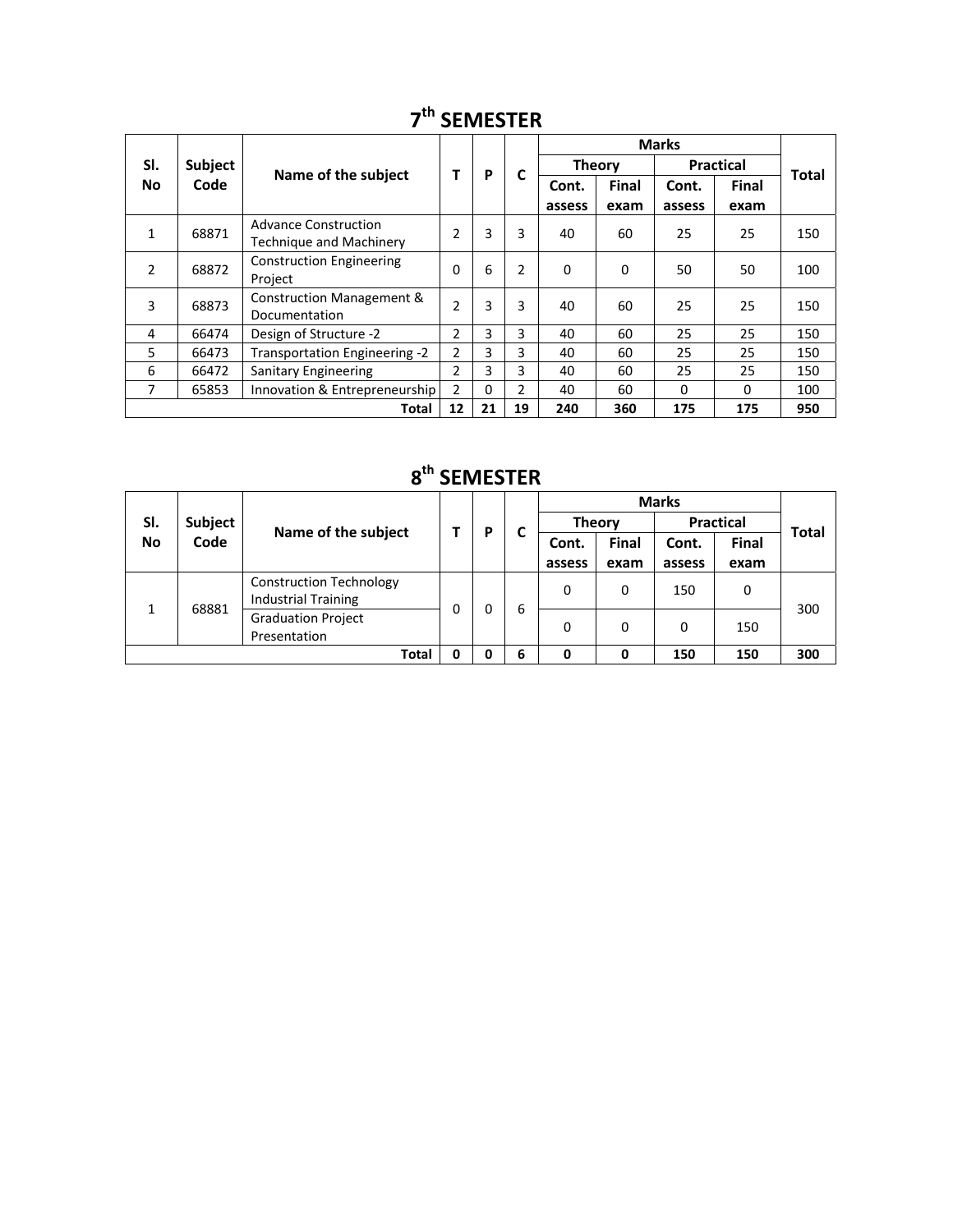# $7^{th}$ SEMESTER

| Sl. No | Subject Code | Name of the subject | T | P | C | Marks | | | | Total |
|---|---|---|---|---|---|---|---|---|---|---|
| | | | | | | Theory | | Practical | | |
| | | | | | | Cont. assess | Final exam | Cont. assess | Final exam | |
| 1 | 68871 | Advance Construction Technique and Machinery | 2 | 3 | 3 | 40 | 60 | 25 | 25 | 150 |
| 2 | 68872 | Construction Engineering Project | 0 | 6 | 2 | 0 | 0 | 50 | 50 | 100 |
| 3 | 68873 | Construction Management & Documentation | 2 | 3 | 3 | 40 | 60 | 25 | 25 | 150 |
| 4 | 66474 | Design of Structure -2 | 2 | 3 | 3 | 40 | 60 | 25 | 25 | 150 |
| 5 | 66473 | Transportation Engineering -2 | 2 | 3 | 3 | 40 | 60 | 25 | 25 | 150 |
| 6 | 66472 | Sanitary Engineering | 2 | 3 | 3 | 40 | 60 | 25 | 25 | 150 |
| 7 | 65853 | Innovation & Entrepreneurship | 2 | 0 | 2 | 40 | 60 | 0 | 0 | 100 |
| | | **Total** | **12** | **21** | **19** | **240** | **360** | **175** | **175** | **950** |

# $8^{th}$ SEMESTER

| Sl. No | Subject Code | Name of the subject | T | P | C | Marks | | | | Total |
|---|---|---|---|---|---|---|---|---|---|---|
| | | | | | | Theory | | Practical | | |
| | | | | | | Cont. assess | Final exam | Cont. assess | Final exam | |
| 1 | 68881 | Construction Technology Industrial Training | 0 | 0 | 6 | 0 | 0 | 150 | 0 | 300 |
| | | Graduation Project Presentation | | | | 0 | 0 | 0 | 150 | |
| | | **Total** | **0** | **0** | **6** | **0** | **0** | **150** | **150** | **300** |